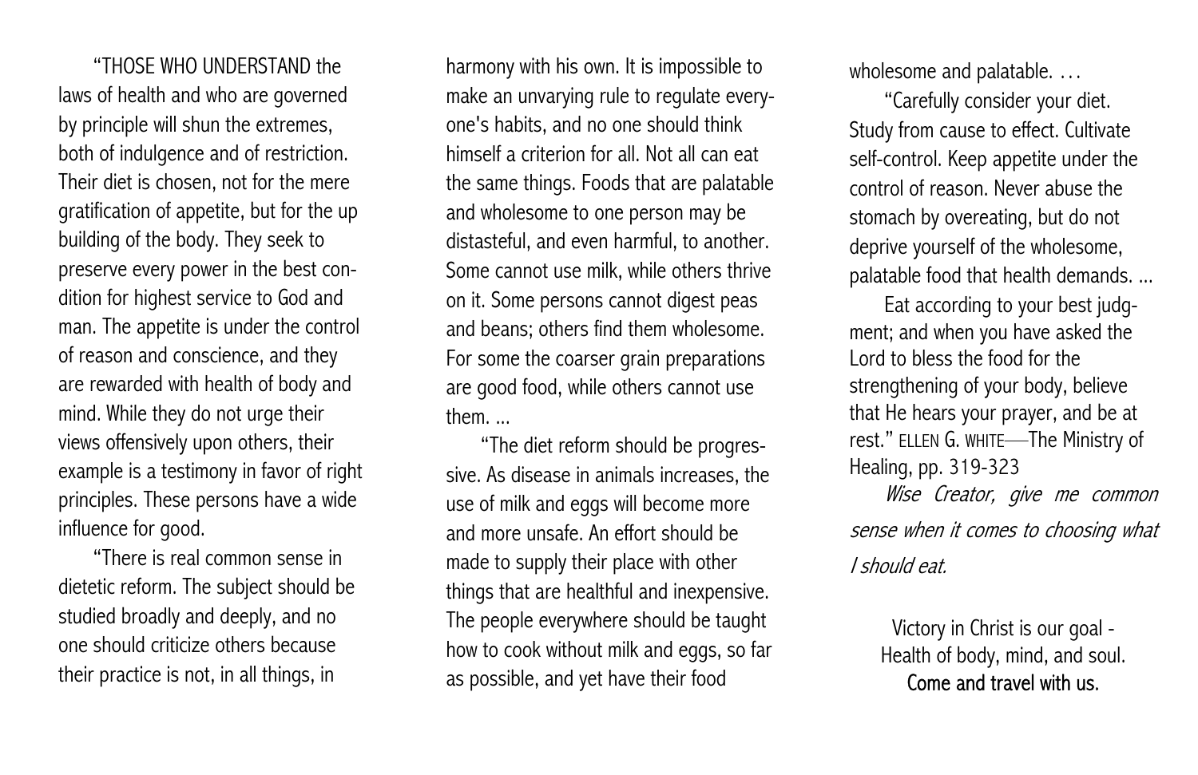"THOSE WHO UNDERSTAND the laws of health and who are governed by principle will shun the extremes, both of indulgence and of restriction. Their diet is chosen, not for the mere gratification of appetite, but for the up building of the body. They seek to preserve every power in the best condition for highest service to God and man. The appetite is under the control of reason and conscience, and they are rewarded with health of body and mind. While they do not urge their views offensively upon others, their example is a testimony in favor of right principles. These persons have a wide influence for good.

"There is real common sense in dietetic reform. The subject should be studied broadly and deeply, and no one should criticize others because their practice is not, in all things, in harmony with his own. It is impossible to make an unvarying rule to regulate everyone's habits, and no one should think himself a criterion for all. Not all can eat the same things. Foods that are palatable and wholesome to one person may be distasteful, and even harmful, to another. Some cannot use milk, while others thrive on it. Some persons cannot digest peas and beans; others find them wholesome. For some the coarser grain preparations are good food, while others cannot use them. ...

"The diet reform should be progressive. As disease in animals increases, the use of milk and eggs will become more and more unsafe. An effort should be made to supply their place with other things that are healthful and inexpensive. The people everywhere should be taught how to cook without milk and eggs, so far as possible, and yet have their food wholesome and palatable. ...

"Carefully consider your diet. Study from cause to effect. Cultivate self-control. Keep appetite under the control of reason. Never abuse the stomach by overeating, but do not deprive yourself of the wholesome, palatable food that health demands. ...

Eat according to your best judgment; and when you have asked the Lord to bless the food for the strengthening of your body, believe that He hears your prayer, and be at rest." ELLEN G. WHITE—The Ministry of Healing, pp. 319-323

*Wise Creator, give me common sense when it comes to choosing what I should eat.*

Victory in Christ is our goal -
Health of body, mind, and soul.
Come and travel with us.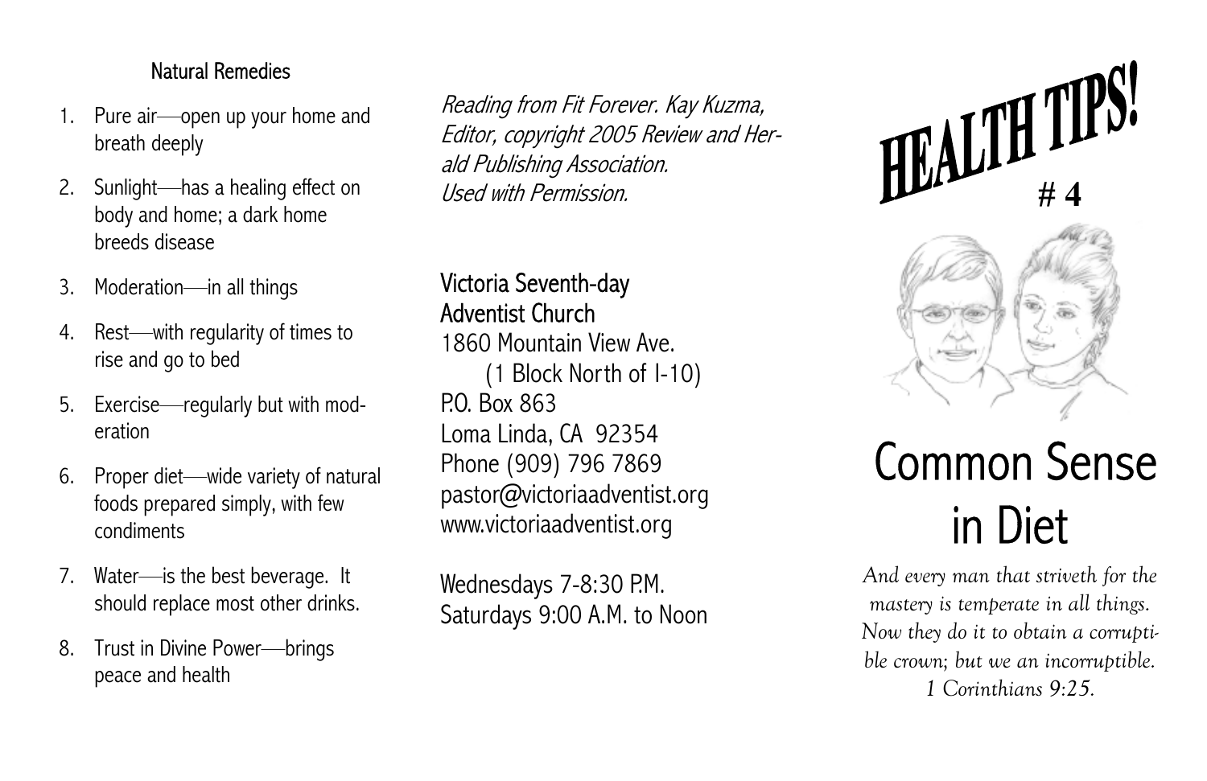## Natural Remedies

1. Pure air—open up your home and breath deeply
2. Sunlight—has a healing effect on body and home; a dark home breeds disease
3. Moderation—in all things
4. Rest—with regularity of times to rise and go to bed
5. Exercise—regularly but with moderation
6. Proper diet—wide variety of natural foods prepared simply, with few condiments
7. Water—is the best beverage. It should replace most other drinks.
8. Trust in Divine Power—brings peace and health

*Reading from Fit Forever. Kay Kuzma, Editor, copyright 2005 Review and Herald Publishing Association. Used with Permission.*

**Victoria Seventh-day Adventist Church**
1860 Mountain View Ave.
(1 Block North of I-10)
P.O. Box 863
Loma Linda, CA 92354
Phone (909) 796 7869
pastor@victoriaadventist.org
www.victoriaadventist.org

Wednesdays 7-8:30 P.M.
Saturdays 9:00 A.M. to Noon

# HEALTH TIPS!

# 4

# Common Sense in Diet

*And every man that striveth for the mastery is temperate in all things. Now they do it to obtain a corruptible crown; but we an incorruptible. 1 Corinthians 9:25.*